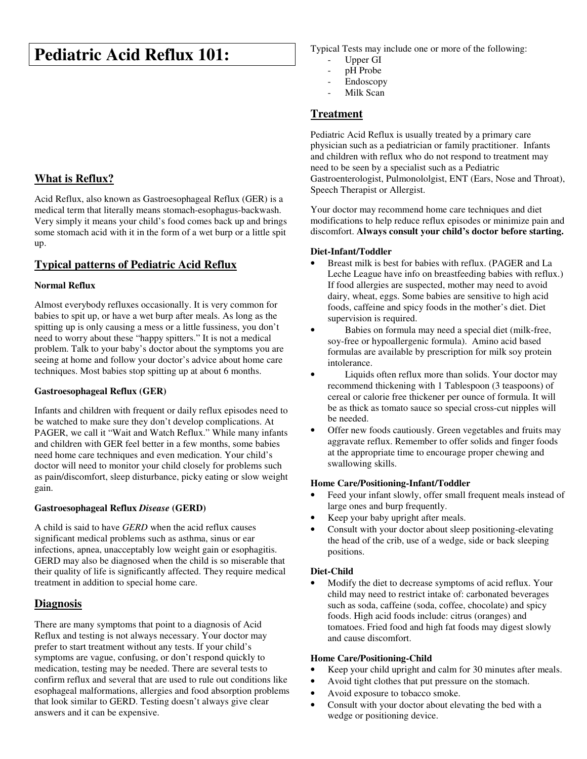# Pediatric Acid Reflux 101:

## What is Reflux?

Acid Reflux, also known as Gastroesophageal Reflux (GER) is a medical term that literally means stomach-esophagus-backwash. Very simply it means your child's food comes back up and brings some stomach acid with it in the form of a wet burp or a little spit up.

## Typical patterns of Pediatric Acid Reflux

### Normal Reflux

Almost everybody refluxes occasionally. It is very common for babies to spit up, or have a wet burp after meals. As long as the spitting up is only causing a mess or a little fussiness, you don't need to worry about these "happy spitters." It is not a medical problem. Talk to your baby's doctor about the symptoms you are seeing at home and follow your doctor's advice about home care techniques. Most babies stop spitting up at about 6 months.

### Gastroesophageal Reflux (GER)

Infants and children with frequent or daily reflux episodes need to be watched to make sure they don't develop complications. At PAGER, we call it "Wait and Watch Reflux." While many infants and children with GER feel better in a few months, some babies need home care techniques and even medication. Your child's doctor will need to monitor your child closely for problems such as pain/discomfort, sleep disturbance, picky eating or slow weight gain.

### Gastroesophageal Reflux *Disease* (GERD)

A child is said to have *GERD* when the acid reflux causes significant medical problems such as asthma, sinus or ear infections, apnea, unacceptably low weight gain or esophagitis. GERD may also be diagnosed when the child is so miserable that their quality of life is significantly affected. They require medical treatment in addition to special home care.

## Diagnosis

There are many symptoms that point to a diagnosis of Acid Reflux and testing is not always necessary. Your doctor may prefer to start treatment without any tests. If your child's symptoms are vague, confusing, or don't respond quickly to medication, testing may be needed. There are several tests to confirm reflux and several that are used to rule out conditions like esophageal malformations, allergies and food absorption problems that look similar to GERD. Testing doesn't always give clear answers and it can be expensive.

Typical Tests may include one or more of the following:

- Upper GI
- pH Probe
- Endoscopy
- Milk Scan

## Treatment

Pediatric Acid Reflux is usually treated by a primary care physician such as a pediatrician or family practitioner. Infants and children with reflux who do not respond to treatment may need to be seen by a specialist such as a Pediatric Gastroenterologist, Pulmonololgist, ENT (Ears, Nose and Throat), Speech Therapist or Allergist.

Your doctor may recommend home care techniques and diet modifications to help reduce reflux episodes or minimize pain and discomfort. **Always consult your child's doctor before starting.**

### Diet-Infant/Toddler

- Breast milk is best for babies with reflux. (PAGER and La Leche League have info on breastfeeding babies with reflux.) If food allergies are suspected, mother may need to avoid dairy, wheat, eggs. Some babies are sensitive to high acid foods, caffeine and spicy foods in the mother's diet. Diet supervision is required.
- Babies on formula may need a special diet (milk-free, soy-free or hypoallergenic formula). Amino acid based formulas are available by prescription for milk soy protein intolerance.
- Liquids often reflux more than solids. Your doctor may recommend thickening with 1 Tablespoon (3 teaspoons) of cereal or calorie free thickener per ounce of formula. It will be as thick as tomato sauce so special cross-cut nipples will be needed.
- Offer new foods cautiously. Green vegetables and fruits may aggravate reflux. Remember to offer solids and finger foods at the appropriate time to encourage proper chewing and swallowing skills.

### Home Care/Positioning-Infant/Toddler

- Feed your infant slowly, offer small frequent meals instead of large ones and burp frequently.
- Keep your baby upright after meals.
- Consult with your doctor about sleep positioning-elevating the head of the crib, use of a wedge, side or back sleeping positions.

### Diet-Child

- Modify the diet to decrease symptoms of acid reflux. Your child may need to restrict intake of: carbonated beverages such as soda, caffeine (soda, coffee, chocolate) and spicy foods. High acid foods include: citrus (oranges) and tomatoes. Fried food and high fat foods may digest slowly and cause discomfort.

### Home Care/Positioning-Child

- Keep your child upright and calm for 30 minutes after meals.
- Avoid tight clothes that put pressure on the stomach.
- Avoid exposure to tobacco smoke.
- Consult with your doctor about elevating the bed with a wedge or positioning device.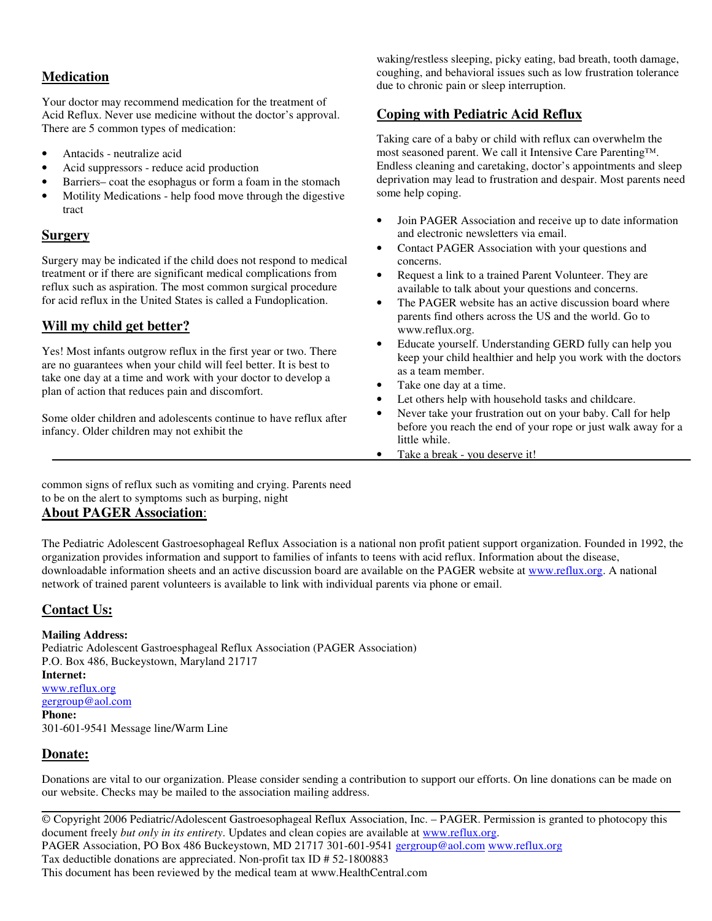## Medication

Your doctor may recommend medication for the treatment of Acid Reflux. Never use medicine without the doctor's approval. There are 5 common types of medication:

- Antacids - neutralize acid
- Acid suppressors - reduce acid production
- Barriers– coat the esophagus or form a foam in the stomach
- Motility Medications - help food move through the digestive tract

## Surgery

Surgery may be indicated if the child does not respond to medical treatment or if there are significant medical complications from reflux such as aspiration. The most common surgical procedure for acid reflux in the United States is called a Fundoplication.

## Will my child get better?

Yes! Most infants outgrow reflux in the first year or two. There are no guarantees when your child will feel better. It is best to take one day at a time and work with your doctor to develop a plan of action that reduces pain and discomfort.

Some older children and adolescents continue to have reflux after infancy. Older children may not exhibit the common signs of reflux such as vomiting and crying. Parents need to be on the alert to symptoms such as burping, night waking/restless sleeping, picky eating, bad breath, tooth damage, coughing, and behavioral issues such as low frustration tolerance due to chronic pain or sleep interruption.

## Coping with Pediatric Acid Reflux

Taking care of a baby or child with reflux can overwhelm the most seasoned parent. We call it Intensive Care Parenting™. Endless cleaning and caretaking, doctor's appointments and sleep deprivation may lead to frustration and despair. Most parents need some help coping.

- Join PAGER Association and receive up to date information and electronic newsletters via email.
- Contact PAGER Association with your questions and concerns.
- Request a link to a trained Parent Volunteer. They are available to talk about your questions and concerns.
- The PAGER website has an active discussion board where parents find others across the US and the world. Go to www.reflux.org.
- Educate yourself. Understanding GERD fully can help you keep your child healthier and help you work with the doctors as a team member.
- Take one day at a time.
- Let others help with household tasks and childcare.
- Never take your frustration out on your baby. Call for help before you reach the end of your rope or just walk away for a little while.
- Take a break - you deserve it!

## About PAGER Association:

The Pediatric Adolescent Gastroesophageal Reflux Association is a national non profit patient support organization. Founded in 1992, the organization provides information and support to families of infants to teens with acid reflux. Information about the disease, downloadable information sheets and an active discussion board are available on the PAGER website at www.reflux.org. A national network of trained parent volunteers is available to link with individual parents via phone or email.

## Contact Us:

**Mailing Address:**
Pediatric Adolescent Gastroesphageal Reflux Association (PAGER Association)
P.O. Box 486, Buckeystown, Maryland 21717
**Internet:**
www.reflux.org
gergroup@aol.com
**Phone:**
301-601-9541 Message line/Warm Line

## Donate:

Donations are vital to our organization. Please consider sending a contribution to support our efforts. On line donations can be made on our website. Checks may be mailed to the association mailing address.

---

© Copyright 2006 Pediatric/Adolescent Gastroesophageal Reflux Association, Inc. – PAGER. Permission is granted to photocopy this document freely *but only in its entirety*. Updates and clean copies are available at www.reflux.org.
PAGER Association, PO Box 486 Buckeystown, MD 21717 301-601-9541 gergroup@aol.com www.reflux.org
Tax deductible donations are appreciated. Non-profit tax ID # 52-1800883
This document has been reviewed by the medical team at www.HealthCentral.com